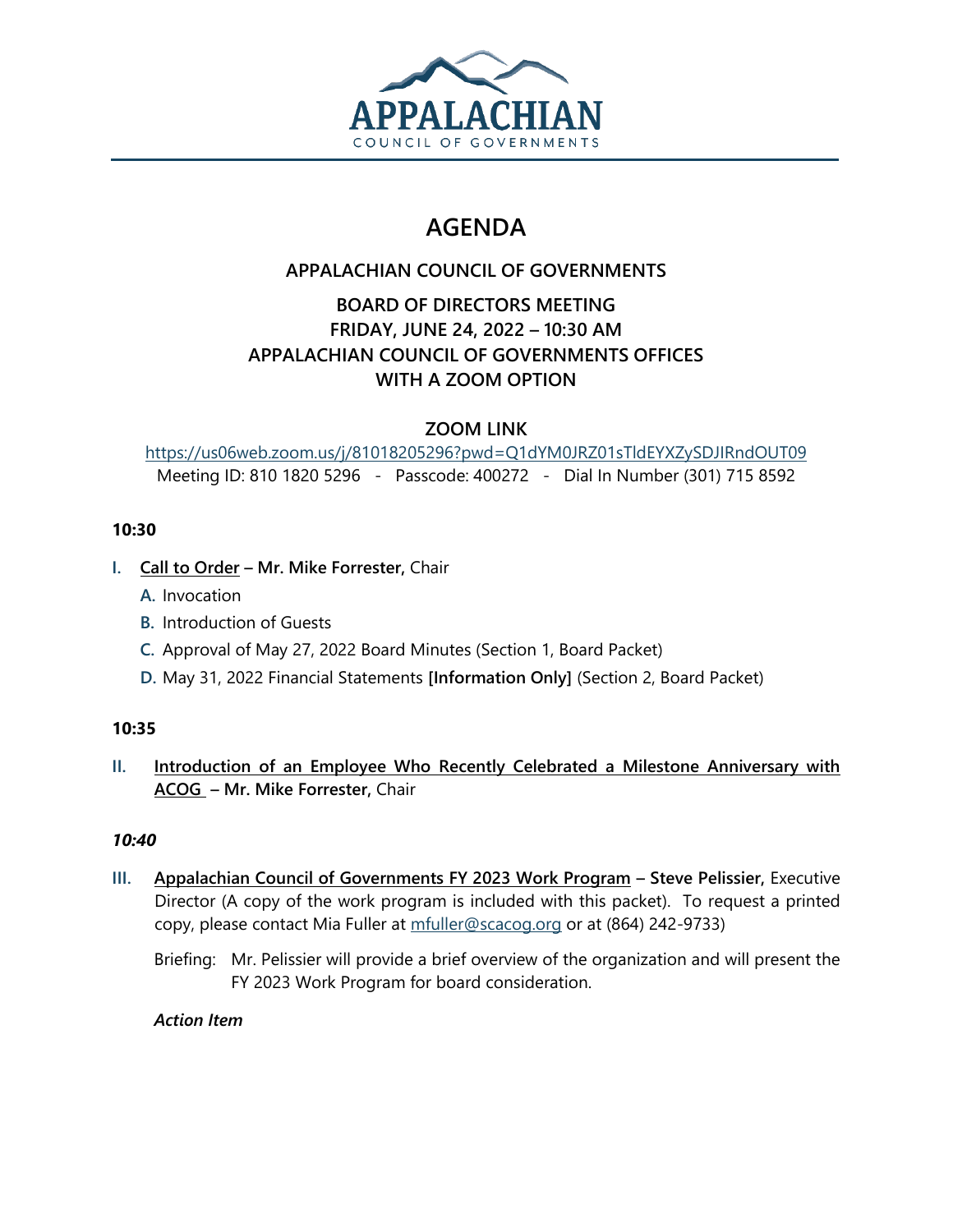APPALACHIAN
COUNCIL OF GOVERNMENTS

# AGENDA

## APPALACHIAN COUNCIL OF GOVERNMENTS

## BOARD OF DIRECTORS MEETING
## FRIDAY, JUNE 24, 2022 – 10:30 AM
## APPALACHIAN COUNCIL OF GOVERNMENTS OFFICES
## WITH A ZOOM OPTION

### ZOOM LINK

https://us06web.zoom.us/j/81018205296?pwd=Q1dYM0JRZ01sTldEYXZySDJIRndOUT09

Meeting ID: 810 1820 5296 - Passcode: 400272 - Dial In Number (301) 715 8592

**10:30**

**I. Call to Order – Mr. Mike Forrester,** Chair

- **A.** Invocation
- **B.** Introduction of Guests
- **C.** Approval of May 27, 2022 Board Minutes (Section 1, Board Packet)
- **D.** May 31, 2022 Financial Statements **[Information Only]** (Section 2, Board Packet)

**10:35**

**II. Introduction of an Employee Who Recently Celebrated a Milestone Anniversary with ACOG – Mr. Mike Forrester,** Chair

***10:40***

**III. Appalachian Council of Governments FY 2023 Work Program – Steve Pelissier,** Executive Director (A copy of the work program is included with this packet). To request a printed copy, please contact Mia Fuller at mfuller@scacog.org or at (864) 242-9733)

Briefing: Mr. Pelissier will provide a brief overview of the organization and will present the FY 2023 Work Program for board consideration.

***Action Item***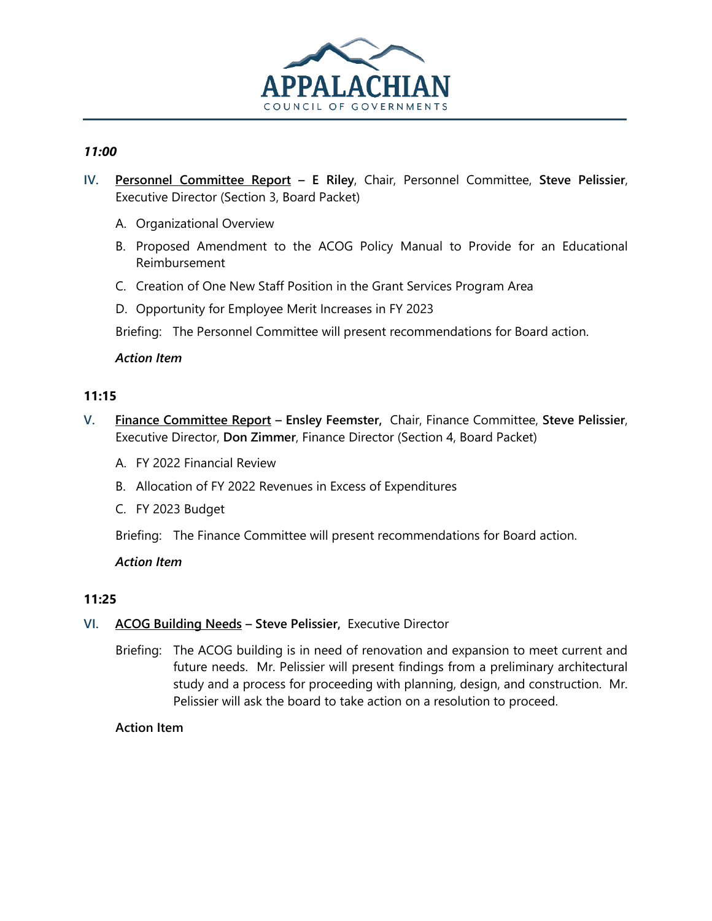*11:00*

**IV.** **Personnel Committee Report** – **E Riley**, Chair, Personnel Committee, **Steve Pelissier**, Executive Director (Section 3, Board Packet)

A. Organizational Overview

B. Proposed Amendment to the ACOG Policy Manual to Provide for an Educational Reimbursement

C. Creation of One New Staff Position in the Grant Services Program Area

D. Opportunity for Employee Merit Increases in FY 2023

Briefing: The Personnel Committee will present recommendations for Board action.

***Action Item***

**11:15**

**V.** **Finance Committee Report** – **Ensley Feemster,** Chair, Finance Committee, **Steve Pelissier**, Executive Director, **Don Zimmer**, Finance Director (Section 4, Board Packet)

A. FY 2022 Financial Review

B. Allocation of FY 2022 Revenues in Excess of Expenditures

C. FY 2023 Budget

Briefing: The Finance Committee will present recommendations for Board action.

***Action Item***

**11:25**

**VI.** **ACOG Building Needs** – **Steve Pelissier,** Executive Director

Briefing: The ACOG building is in need of renovation and expansion to meet current and future needs. Mr. Pelissier will present findings from a preliminary architectural study and a process for proceeding with planning, design, and construction. Mr. Pelissier will ask the board to take action on a resolution to proceed.

**Action Item**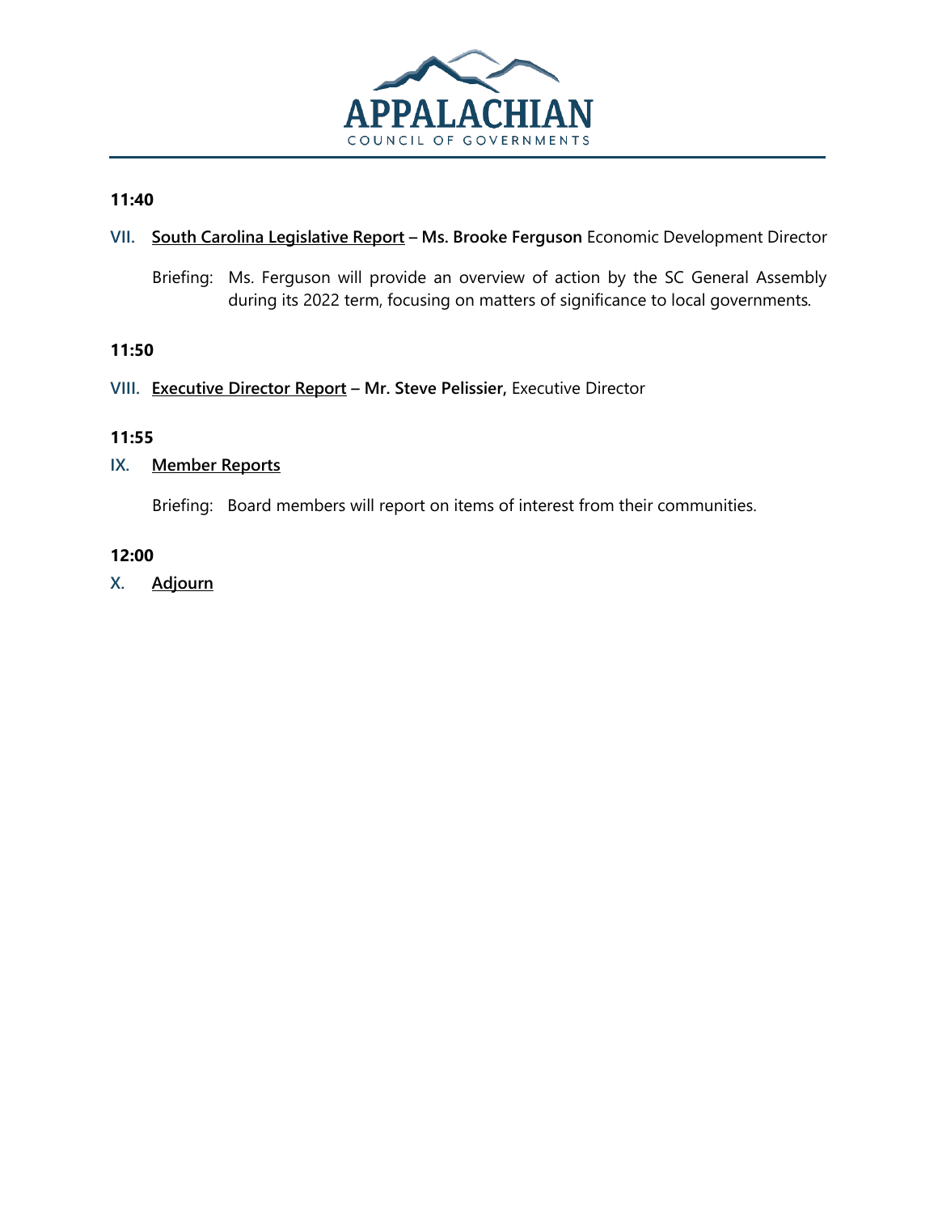**11:40**

**VII. <u>South Carolina Legislative Report</u> – Ms. Brooke Ferguson** Economic Development Director

Briefing: Ms. Ferguson will provide an overview of action by the SC General Assembly during its 2022 term, focusing on matters of significance to local governments.

**11:50**

**VIII. <u>Executive Director Report</u> – Mr. Steve Pelissier,** Executive Director

**11:55**

**IX. <u>Member Reports</u>**

Briefing: Board members will report on items of interest from their communities.

**12:00**

**X. <u>Adjourn</u>**